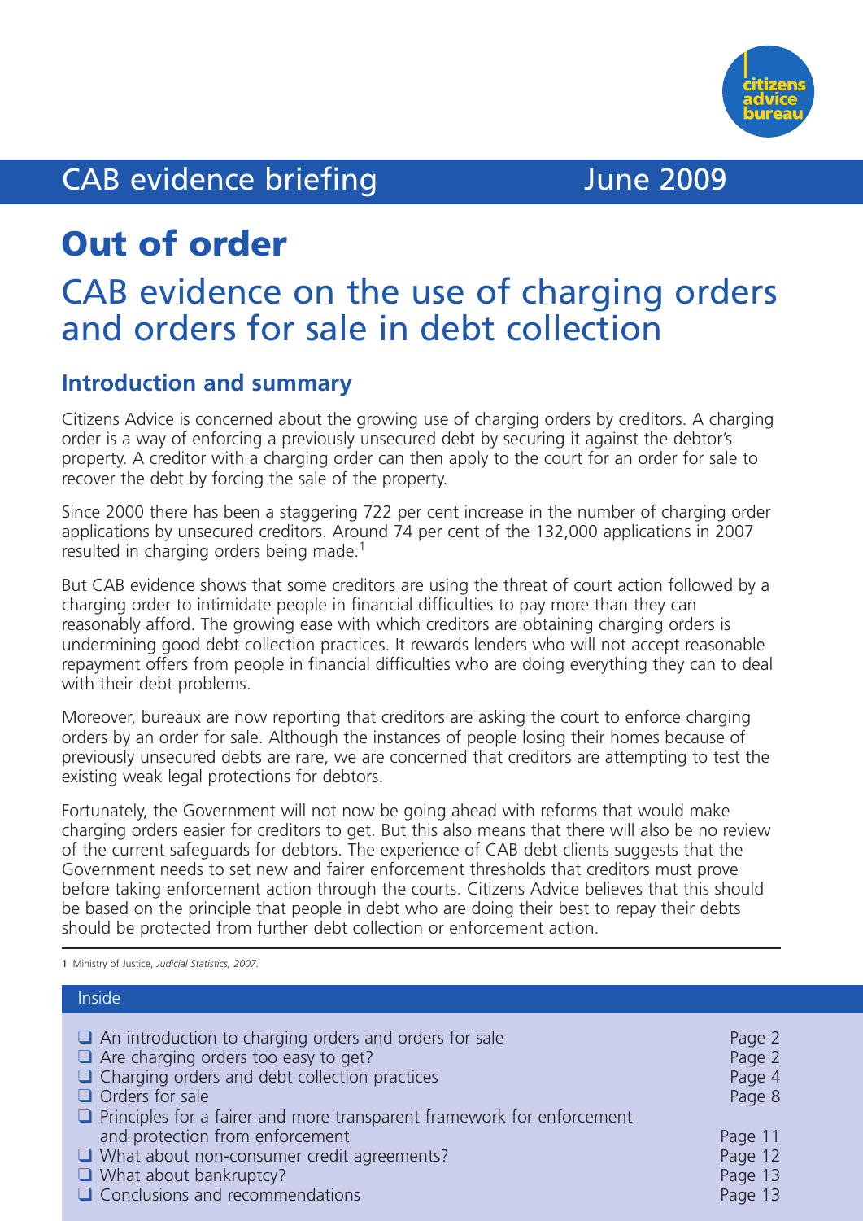CAB evidence briefing June 2009

# Out of order

## CAB evidence on the use of charging orders and orders for sale in debt collection

### Introduction and summary

Citizens Advice is concerned about the growing use of charging orders by creditors. A charging order is a way of enforcing a previously unsecured debt by securing it against the debtor's property. A creditor with a charging order can then apply to the court for an order for sale to recover the debt by forcing the sale of the property.

Since 2000 there has been a staggering 722 per cent increase in the number of charging order applications by unsecured creditors. Around 74 per cent of the 132,000 applications in 2007 resulted in charging orders being made.[1]

But CAB evidence shows that some creditors are using the threat of court action followed by a charging order to intimidate people in financial difficulties to pay more than they can reasonably afford. The growing ease with which creditors are obtaining charging orders is undermining good debt collection practices. It rewards lenders who will not accept reasonable repayment offers from people in financial difficulties who are doing everything they can to deal with their debt problems.

Moreover, bureaux are now reporting that creditors are asking the court to enforce charging orders by an order for sale. Although the instances of people losing their homes because of previously unsecured debts are rare, we are concerned that creditors are attempting to test the existing weak legal protections for debtors.

Fortunately, the Government will not now be going ahead with reforms that would make charging orders easier for creditors to get. But this also means that there will also be no review of the current safeguards for debtors. The experience of CAB debt clients suggests that the Government needs to set new and fairer enforcement thresholds that creditors must prove before taking enforcement action through the courts. Citizens Advice believes that this should be based on the principle that people in debt who are doing their best to repay their debts should be protected from further debt collection or enforcement action.

1 Ministry of Justice, *Judicial Statistics, 2007*.

### Inside

| | |
|---|---|
| ❑ An introduction to charging orders and orders for sale | Page 2 |
| ❑ Are charging orders too easy to get? | Page 2 |
| ❑ Charging orders and debt collection practices | Page 4 |
| ❑ Orders for sale | Page 8 |
| ❑ Principles for a fairer and more transparent framework for enforcement and protection from enforcement | Page 11 |
| ❑ What about non-consumer credit agreements? | Page 12 |
| ❑ What about bankruptcy? | Page 13 |
| ❑ Conclusions and recommendations | Page 13 |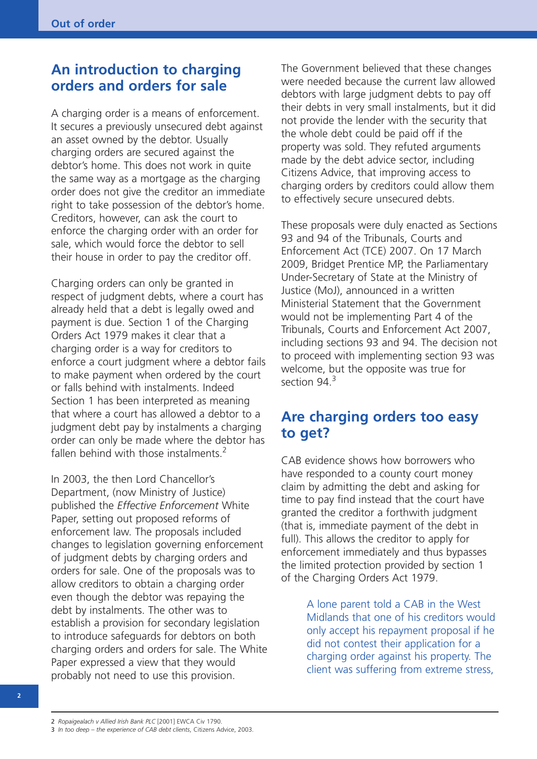## An introduction to charging orders and orders for sale

A charging order is a means of enforcement. It secures a previously unsecured debt against an asset owned by the debtor. Usually charging orders are secured against the debtor's home. This does not work in quite the same way as a mortgage as the charging order does not give the creditor an immediate right to take possession of the debtor's home. Creditors, however, can ask the court to enforce the charging order with an order for sale, which would force the debtor to sell their house in order to pay the creditor off.

Charging orders can only be granted in respect of judgment debts, where a court has already held that a debt is legally owed and payment is due. Section 1 of the Charging Orders Act 1979 makes it clear that a charging order is a way for creditors to enforce a court judgment where a debtor fails to make payment when ordered by the court or falls behind with instalments. Indeed Section 1 has been interpreted as meaning that where a court has allowed a debtor to a judgment debt pay by instalments a charging order can only be made where the debtor has fallen behind with those instalments.[2]

In 2003, the then Lord Chancellor's Department, (now Ministry of Justice) published the *Effective Enforcement* White Paper, setting out proposed reforms of enforcement law. The proposals included changes to legislation governing enforcement of judgment debts by charging orders and orders for sale. One of the proposals was to allow creditors to obtain a charging order even though the debtor was repaying the debt by instalments. The other was to establish a provision for secondary legislation to introduce safeguards for debtors on both charging orders and orders for sale. The White Paper expressed a view that they would probably not need to use this provision.

The Government believed that these changes were needed because the current law allowed debtors with large judgment debts to pay off their debts in very small instalments, but it did not provide the lender with the security that the whole debt could be paid off if the property was sold. They refuted arguments made by the debt advice sector, including Citizens Advice, that improving access to charging orders by creditors could allow them to effectively secure unsecured debts.

These proposals were duly enacted as Sections 93 and 94 of the Tribunals, Courts and Enforcement Act (TCE) 2007. On 17 March 2009, Bridget Prentice MP, the Parliamentary Under-Secretary of State at the Ministry of Justice (MoJ), announced in a written Ministerial Statement that the Government would not be implementing Part 4 of the Tribunals, Courts and Enforcement Act 2007, including sections 93 and 94. The decision not to proceed with implementing section 93 was welcome, but the opposite was true for section 94.[3]

## Are charging orders too easy to get?

CAB evidence shows how borrowers who have responded to a county court money claim by admitting the debt and asking for time to pay find instead that the court have granted the creditor a forthwith judgment (that is, immediate payment of the debt in full). This allows the creditor to apply for enforcement immediately and thus bypasses the limited protection provided by section 1 of the Charging Orders Act 1979.

> A lone parent told a CAB in the West Midlands that one of his creditors would only accept his repayment proposal if he did not contest their application for a charging order against his property. The client was suffering from extreme stress,

---

2 *Ropaigealach v Allied Irish Bank PLC* [2001] EWCA Civ 1790.

3 *In too deep – the experience of CAB debt clients*, Citizens Advice, 2003.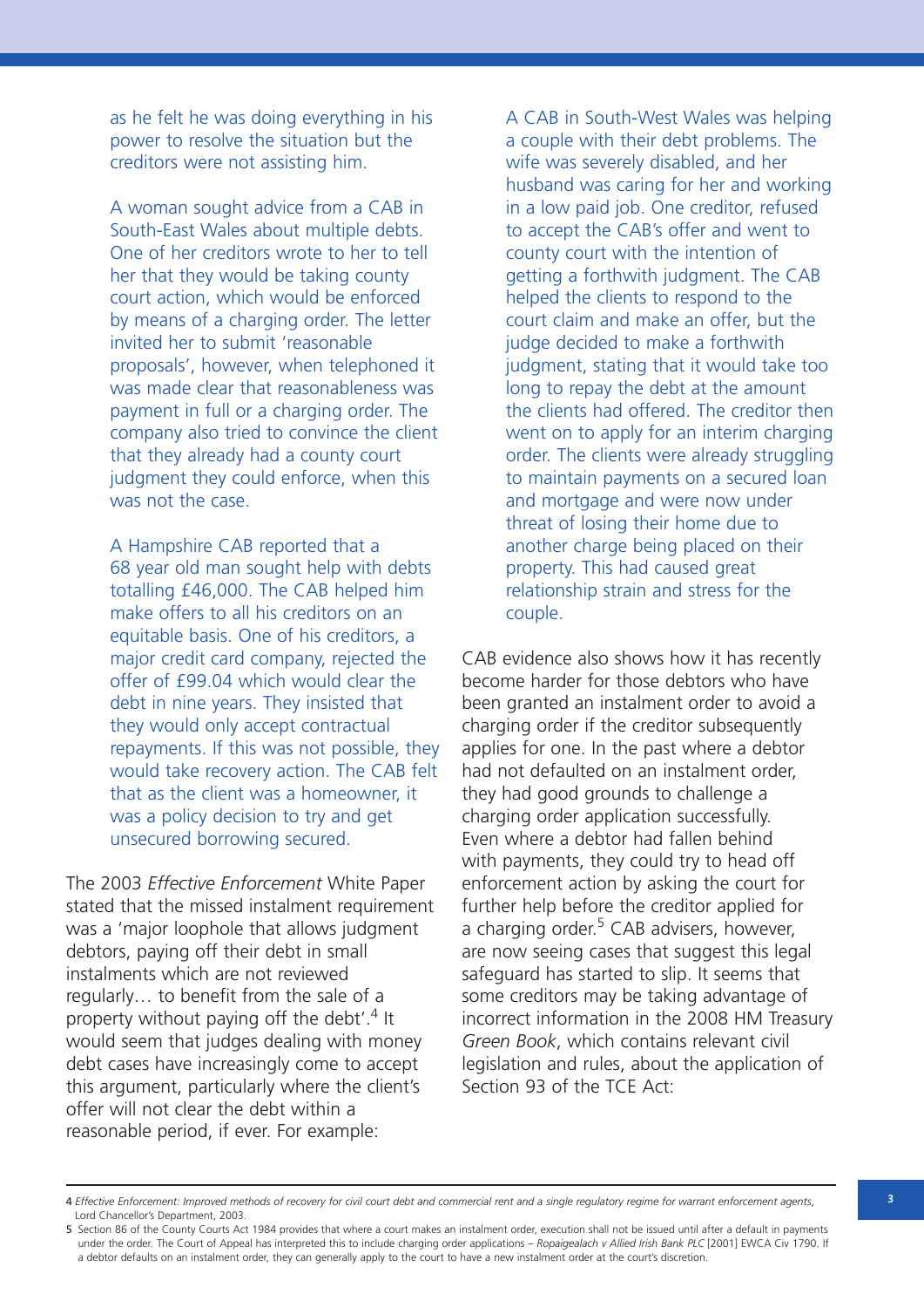as he felt he was doing everything in his power to resolve the situation but the creditors were not assisting him.

A woman sought advice from a CAB in South-East Wales about multiple debts. One of her creditors wrote to her to tell her that they would be taking county court action, which would be enforced by means of a charging order. The letter invited her to submit 'reasonable proposals', however, when telephoned it was made clear that reasonableness was payment in full or a charging order. The company also tried to convince the client that they already had a county court judgment they could enforce, when this was not the case.

A Hampshire CAB reported that a 68 year old man sought help with debts totalling £46,000. The CAB helped him make offers to all his creditors on an equitable basis. One of his creditors, a major credit card company, rejected the offer of £99.04 which would clear the debt in nine years. They insisted that they would only accept contractual repayments. If this was not possible, they would take recovery action. The CAB felt that as the client was a homeowner, it was a policy decision to try and get unsecured borrowing secured.

The 2003 *Effective Enforcement* White Paper stated that the missed instalment requirement was a 'major loophole that allows judgment debtors, paying off their debt in small instalments which are not reviewed regularly… to benefit from the sale of a property without paying off the debt'.[4] It would seem that judges dealing with money debt cases have increasingly come to accept this argument, particularly where the client's offer will not clear the debt within a reasonable period, if ever. For example:

A CAB in South-West Wales was helping a couple with their debt problems. The wife was severely disabled, and her husband was caring for her and working in a low paid job. One creditor, refused to accept the CAB's offer and went to county court with the intention of getting a forthwith judgment. The CAB helped the clients to respond to the court claim and make an offer, but the judge decided to make a forthwith judgment, stating that it would take too long to repay the debt at the amount the clients had offered. The creditor then went on to apply for an interim charging order. The clients were already struggling to maintain payments on a secured loan and mortgage and were now under threat of losing their home due to another charge being placed on their property. This had caused great relationship strain and stress for the couple.

CAB evidence also shows how it has recently become harder for those debtors who have been granted an instalment order to avoid a charging order if the creditor subsequently applies for one. In the past where a debtor had not defaulted on an instalment order, they had good grounds to challenge a charging order application successfully. Even where a debtor had fallen behind with payments, they could try to head off enforcement action by asking the court for further help before the creditor applied for a charging order.[5] CAB advisers, however, are now seeing cases that suggest this legal safeguard has started to slip. It seems that some creditors may be taking advantage of incorrect information in the 2008 HM Treasury *Green Book*, which contains relevant civil legislation and rules, about the application of Section 93 of the TCE Act:

---

4 *Effective Enforcement: Improved methods of recovery for civil court debt and commercial rent and a single regulatory regime for warrant enforcement agents*, Lord Chancellor's Department, 2003.

5 Section 86 of the County Courts Act 1984 provides that where a court makes an instalment order, execution shall not be issued until after a default in payments under the order. The Court of Appeal has interpreted this to include charging order applications – *Ropaigealach v Allied Irish Bank PLC* [2001] EWCA Civ 1790. If a debtor defaults on an instalment order, they can generally apply to the court to have a new instalment order at the court's discretion.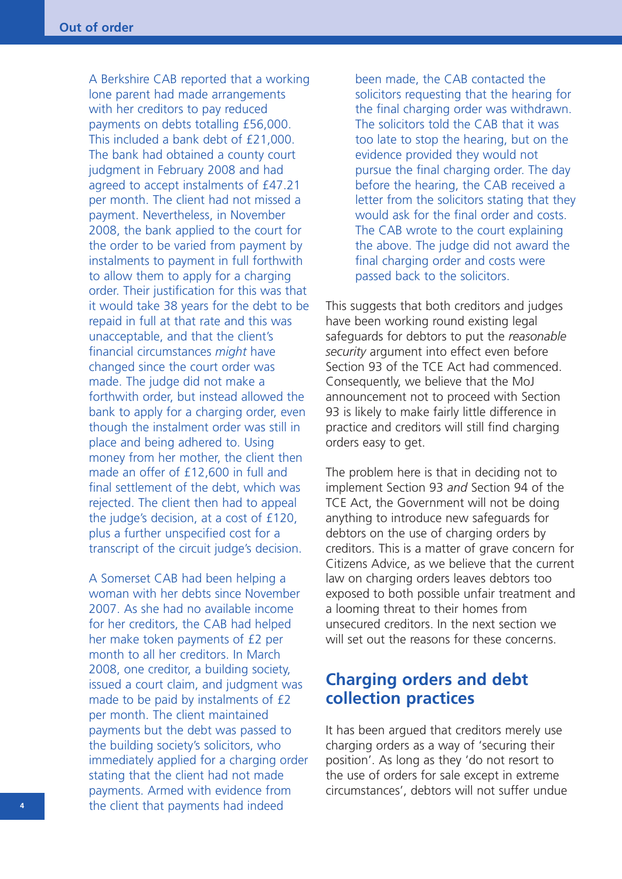A Berkshire CAB reported that a working lone parent had made arrangements with her creditors to pay reduced payments on debts totalling £56,000. This included a bank debt of £21,000. The bank had obtained a county court judgment in February 2008 and had agreed to accept instalments of £47.21 per month. The client had not missed a payment. Nevertheless, in November 2008, the bank applied to the court for the order to be varied from payment by instalments to payment in full forthwith to allow them to apply for a charging order. Their justification for this was that it would take 38 years for the debt to be repaid in full at that rate and this was unacceptable, and that the client's financial circumstances *might* have changed since the court order was made. The judge did not make a forthwith order, but instead allowed the bank to apply for a charging order, even though the instalment order was still in place and being adhered to. Using money from her mother, the client then made an offer of £12,600 in full and final settlement of the debt, which was rejected. The client then had to appeal the judge's decision, at a cost of £120, plus a further unspecified cost for a transcript of the circuit judge's decision.

A Somerset CAB had been helping a woman with her debts since November 2007. As she had no available income for her creditors, the CAB had helped her make token payments of £2 per month to all her creditors. In March 2008, one creditor, a building society, issued a court claim, and judgment was made to be paid by instalments of £2 per month. The client maintained payments but the debt was passed to the building society's solicitors, who immediately applied for a charging order stating that the client had not made payments. Armed with evidence from the client that payments had indeed been made, the CAB contacted the solicitors requesting that the hearing for the final charging order was withdrawn. The solicitors told the CAB that it was too late to stop the hearing, but on the evidence provided they would not pursue the final charging order. The day before the hearing, the CAB received a letter from the solicitors stating that they would ask for the final order and costs. The CAB wrote to the court explaining the above. The judge did not award the final charging order and costs were passed back to the solicitors.

This suggests that both creditors and judges have been working round existing legal safeguards for debtors to put the *reasonable security* argument into effect even before Section 93 of the TCE Act had commenced. Consequently, we believe that the MoJ announcement not to proceed with Section 93 is likely to make fairly little difference in practice and creditors will still find charging orders easy to get.

The problem here is that in deciding not to implement Section 93 *and* Section 94 of the TCE Act, the Government will not be doing anything to introduce new safeguards for debtors on the use of charging orders by creditors. This is a matter of grave concern for Citizens Advice, as we believe that the current law on charging orders leaves debtors too exposed to both possible unfair treatment and a looming threat to their homes from unsecured creditors. In the next section we will set out the reasons for these concerns.

## Charging orders and debt collection practices

It has been argued that creditors merely use charging orders as a way of 'securing their position'. As long as they 'do not resort to the use of orders for sale except in extreme circumstances', debtors will not suffer undue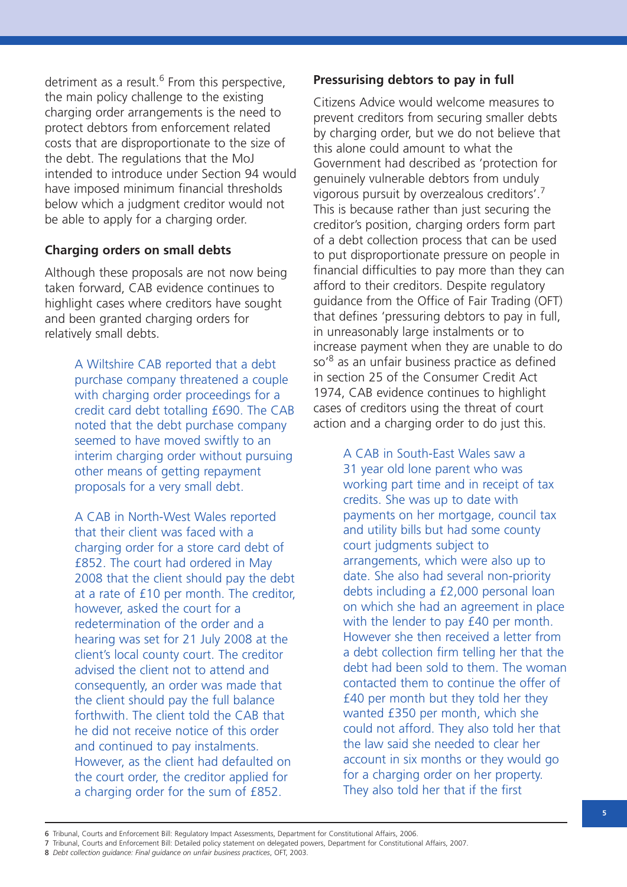detriment as a result.[6] From this perspective, the main policy challenge to the existing charging order arrangements is the need to protect debtors from enforcement related costs that are disproportionate to the size of the debt. The regulations that the MoJ intended to introduce under Section 94 would have imposed minimum financial thresholds below which a judgment creditor would not be able to apply for a charging order.

### Charging orders on small debts

Although these proposals are not now being taken forward, CAB evidence continues to highlight cases where creditors have sought and been granted charging orders for relatively small debts.

> A Wiltshire CAB reported that a debt purchase company threatened a couple with charging order proceedings for a credit card debt totalling £690. The CAB noted that the debt purchase company seemed to have moved swiftly to an interim charging order without pursuing other means of getting repayment proposals for a very small debt.

> A CAB in North-West Wales reported that their client was faced with a charging order for a store card debt of £852. The court had ordered in May 2008 that the client should pay the debt at a rate of £10 per month. The creditor, however, asked the court for a redetermination of the order and a hearing was set for 21 July 2008 at the client's local county court. The creditor advised the client not to attend and consequently, an order was made that the client should pay the full balance forthwith. The client told the CAB that he did not receive notice of this order and continued to pay instalments. However, as the client had defaulted on the court order, the creditor applied for a charging order for the sum of £852.

### Pressurising debtors to pay in full

Citizens Advice would welcome measures to prevent creditors from securing smaller debts by charging order, but we do not believe that this alone could amount to what the Government had described as 'protection for genuinely vulnerable debtors from unduly vigorous pursuit by overzealous creditors'.[7] This is because rather than just securing the creditor's position, charging orders form part of a debt collection process that can be used to put disproportionate pressure on people in financial difficulties to pay more than they can afford to their creditors. Despite regulatory guidance from the Office of Fair Trading (OFT) that defines 'pressuring debtors to pay in full, in unreasonably large instalments or to increase payment when they are unable to do so'[8] as an unfair business practice as defined in section 25 of the Consumer Credit Act 1974, CAB evidence continues to highlight cases of creditors using the threat of court action and a charging order to do just this.

> A CAB in South-East Wales saw a 31 year old lone parent who was working part time and in receipt of tax credits. She was up to date with payments on her mortgage, council tax and utility bills but had some county court judgments subject to arrangements, which were also up to date. She also had several non-priority debts including a £2,000 personal loan on which she had an agreement in place with the lender to pay £40 per month. However she then received a letter from a debt collection firm telling her that the debt had been sold to them. The woman contacted them to continue the offer of £40 per month but they told her they wanted £350 per month, which she could not afford. They also told her that the law said she needed to clear her account in six months or they would go for a charging order on her property. They also told her that if the first

---

6 Tribunal, Courts and Enforcement Bill: Regulatory Impact Assessments, Department for Constitutional Affairs, 2006.

7 Tribunal, Courts and Enforcement Bill: Detailed policy statement on delegated powers, Department for Constitutional Affairs, 2007.

8 *Debt collection guidance: Final guidance on unfair business practices*, OFT, 2003.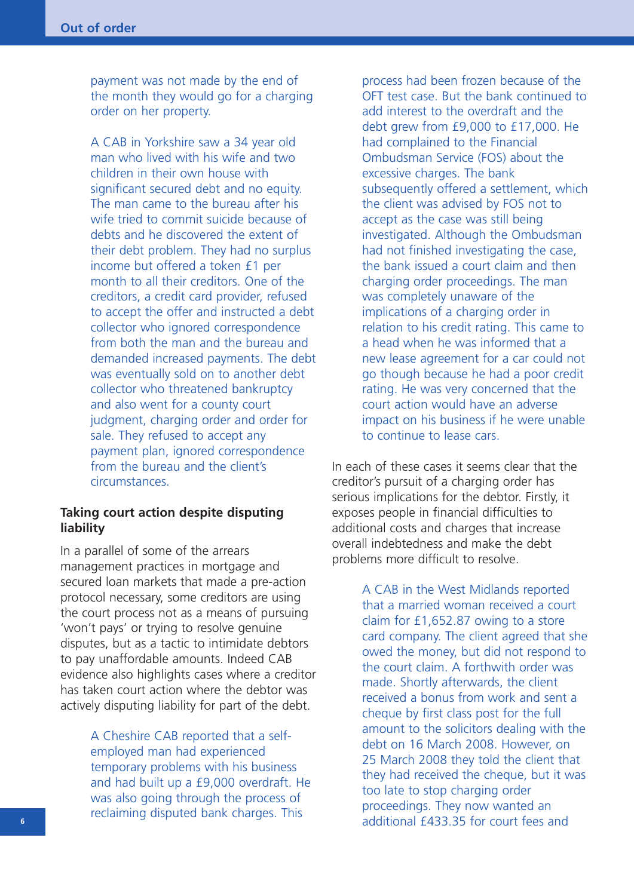payment was not made by the end of the month they would go for a charging order on her property.

A CAB in Yorkshire saw a 34 year old man who lived with his wife and two children in their own house with significant secured debt and no equity. The man came to the bureau after his wife tried to commit suicide because of debts and he discovered the extent of their debt problem. They had no surplus income but offered a token £1 per month to all their creditors. One of the creditors, a credit card provider, refused to accept the offer and instructed a debt collector who ignored correspondence from both the man and the bureau and demanded increased payments. The debt was eventually sold on to another debt collector who threatened bankruptcy and also went for a county court judgment, charging order and order for sale. They refused to accept any payment plan, ignored correspondence from the bureau and the client's circumstances.

**Taking court action despite disputing liability**

In a parallel of some of the arrears management practices in mortgage and secured loan markets that made a pre-action protocol necessary, some creditors are using the court process not as a means of pursuing 'won't pays' or trying to resolve genuine disputes, but as a tactic to intimidate debtors to pay unaffordable amounts. Indeed CAB evidence also highlights cases where a creditor has taken court action where the debtor was actively disputing liability for part of the debt.

A Cheshire CAB reported that a self-employed man had experienced temporary problems with his business and had built up a £9,000 overdraft. He was also going through the process of reclaiming disputed bank charges. This process had been frozen because of the OFT test case. But the bank continued to add interest to the overdraft and the debt grew from £9,000 to £17,000. He had complained to the Financial Ombudsman Service (FOS) about the excessive charges. The bank subsequently offered a settlement, which the client was advised by FOS not to accept as the case was still being investigated. Although the Ombudsman had not finished investigating the case, the bank issued a court claim and then charging order proceedings. The man was completely unaware of the implications of a charging order in relation to his credit rating. This came to a head when he was informed that a new lease agreement for a car could not go though because he had a poor credit rating. He was very concerned that the court action would have an adverse impact on his business if he were unable to continue to lease cars.

In each of these cases it seems clear that the creditor's pursuit of a charging order has serious implications for the debtor. Firstly, it exposes people in financial difficulties to additional costs and charges that increase overall indebtedness and make the debt problems more difficult to resolve.

A CAB in the West Midlands reported that a married woman received a court claim for £1,652.87 owing to a store card company. The client agreed that she owed the money, but did not respond to the court claim. A forthwith order was made. Shortly afterwards, the client received a bonus from work and sent a cheque by first class post for the full amount to the solicitors dealing with the debt on 16 March 2008. However, on 25 March 2008 they told the client that they had received the cheque, but it was too late to stop charging order proceedings. They now wanted an additional £433.35 for court fees and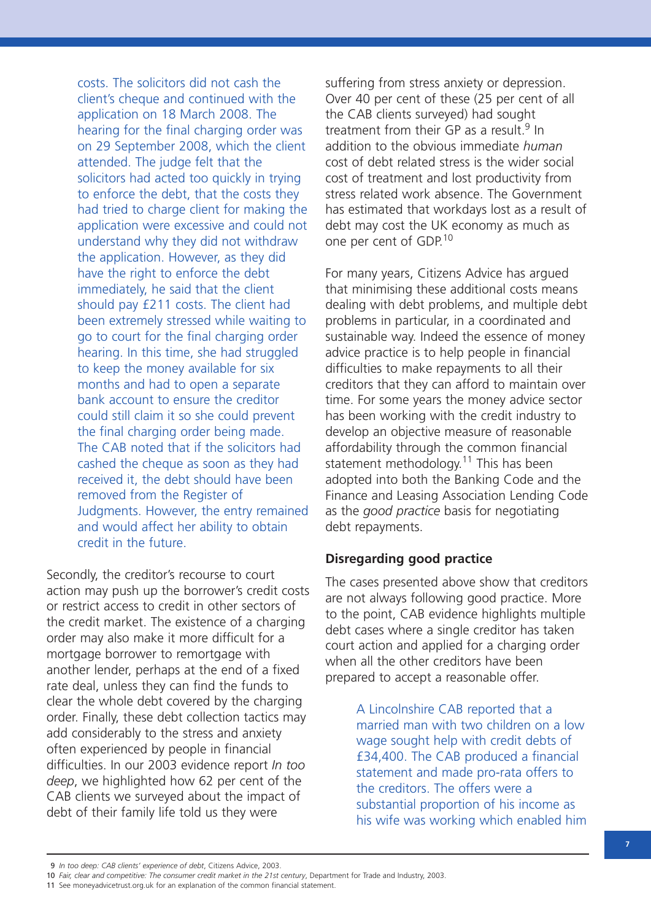costs. The solicitors did not cash the client's cheque and continued with the application on 18 March 2008. The hearing for the final charging order was on 29 September 2008, which the client attended. The judge felt that the solicitors had acted too quickly in trying to enforce the debt, that the costs they had tried to charge client for making the application were excessive and could not understand why they did not withdraw the application. However, as they did have the right to enforce the debt immediately, he said that the client should pay £211 costs. The client had been extremely stressed while waiting to go to court for the final charging order hearing. In this time, she had struggled to keep the money available for six months and had to open a separate bank account to ensure the creditor could still claim it so she could prevent the final charging order being made. The CAB noted that if the solicitors had cashed the cheque as soon as they had received it, the debt should have been removed from the Register of Judgments. However, the entry remained and would affect her ability to obtain credit in the future.

Secondly, the creditor's recourse to court action may push up the borrower's credit costs or restrict access to credit in other sectors of the credit market. The existence of a charging order may also make it more difficult for a mortgage borrower to remortgage with another lender, perhaps at the end of a fixed rate deal, unless they can find the funds to clear the whole debt covered by the charging order. Finally, these debt collection tactics may add considerably to the stress and anxiety often experienced by people in financial difficulties. In our 2003 evidence report *In too deep*, we highlighted how 62 per cent of the CAB clients we surveyed about the impact of debt of their family life told us they were suffering from stress anxiety or depression. Over 40 per cent of these (25 per cent of all the CAB clients surveyed) had sought treatment from their GP as a result.[9] In addition to the obvious immediate *human* cost of debt related stress is the wider social cost of treatment and lost productivity from stress related work absence. The Government has estimated that workdays lost as a result of debt may cost the UK economy as much as one per cent of GDP.[10]

For many years, Citizens Advice has argued that minimising these additional costs means dealing with debt problems, and multiple debt problems in particular, in a coordinated and sustainable way. Indeed the essence of money advice practice is to help people in financial difficulties to make repayments to all their creditors that they can afford to maintain over time. For some years the money advice sector has been working with the credit industry to develop an objective measure of reasonable affordability through the common financial statement methodology.[11] This has been adopted into both the Banking Code and the Finance and Leasing Association Lending Code as the *good practice* basis for negotiating debt repayments.

### Disregarding good practice

The cases presented above show that creditors are not always following good practice. More to the point, CAB evidence highlights multiple debt cases where a single creditor has taken court action and applied for a charging order when all the other creditors have been prepared to accept a reasonable offer.

A Lincolnshire CAB reported that a married man with two children on a low wage sought help with credit debts of £34,400. The CAB produced a financial statement and made pro-rata offers to the creditors. The offers were a substantial proportion of his income as his wife was working which enabled him

---

9 *In too deep: CAB clients' experience of debt*, Citizens Advice, 2003.

10 *Fair, clear and competitive: The consumer credit market in the 21st century*, Department for Trade and Industry, 2003.

11 See moneyadvicetrust.org.uk for an explanation of the common financial statement.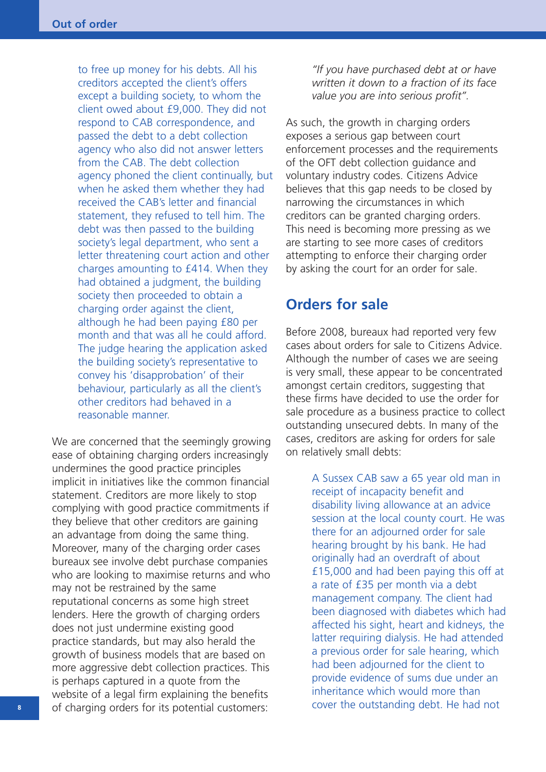to free up money for his debts. All his creditors accepted the client's offers except a building society, to whom the client owed about £9,000. They did not respond to CAB correspondence, and passed the debt to a debt collection agency who also did not answer letters from the CAB. The debt collection agency phoned the client continually, but when he asked them whether they had received the CAB's letter and financial statement, they refused to tell him. The debt was then passed to the building society's legal department, who sent a letter threatening court action and other charges amounting to £414. When they had obtained a judgment, the building society then proceeded to obtain a charging order against the client, although he had been paying £80 per month and that was all he could afford. The judge hearing the application asked the building society's representative to convey his 'disapprobation' of their behaviour, particularly as all the client's other creditors had behaved in a reasonable manner.

We are concerned that the seemingly growing ease of obtaining charging orders increasingly undermines the good practice principles implicit in initiatives like the common financial statement. Creditors are more likely to stop complying with good practice commitments if they believe that other creditors are gaining an advantage from doing the same thing. Moreover, many of the charging order cases bureaux see involve debt purchase companies who are looking to maximise returns and who may not be restrained by the same reputational concerns as some high street lenders. Here the growth of charging orders does not just undermine existing good practice standards, but may also herald the growth of business models that are based on more aggressive debt collection practices. This is perhaps captured in a quote from the website of a legal firm explaining the benefits of charging orders for its potential customers:

> *"If you have purchased debt at or have written it down to a fraction of its face value you are into serious profit".*

As such, the growth in charging orders exposes a serious gap between court enforcement processes and the requirements of the OFT debt collection guidance and voluntary industry codes. Citizens Advice believes that this gap needs to be closed by narrowing the circumstances in which creditors can be granted charging orders. This need is becoming more pressing as we are starting to see more cases of creditors attempting to enforce their charging order by asking the court for an order for sale.

## Orders for sale

Before 2008, bureaux had reported very few cases about orders for sale to Citizens Advice. Although the number of cases we are seeing is very small, these appear to be concentrated amongst certain creditors, suggesting that these firms have decided to use the order for sale procedure as a business practice to collect outstanding unsecured debts. In many of the cases, creditors are asking for orders for sale on relatively small debts:

A Sussex CAB saw a 65 year old man in receipt of incapacity benefit and disability living allowance at an advice session at the local county court. He was there for an adjourned order for sale hearing brought by his bank. He had originally had an overdraft of about £15,000 and had been paying this off at a rate of £35 per month via a debt management company. The client had been diagnosed with diabetes which had affected his sight, heart and kidneys, the latter requiring dialysis. He had attended a previous order for sale hearing, which had been adjourned for the client to provide evidence of sums due under an inheritance which would more than cover the outstanding debt. He had not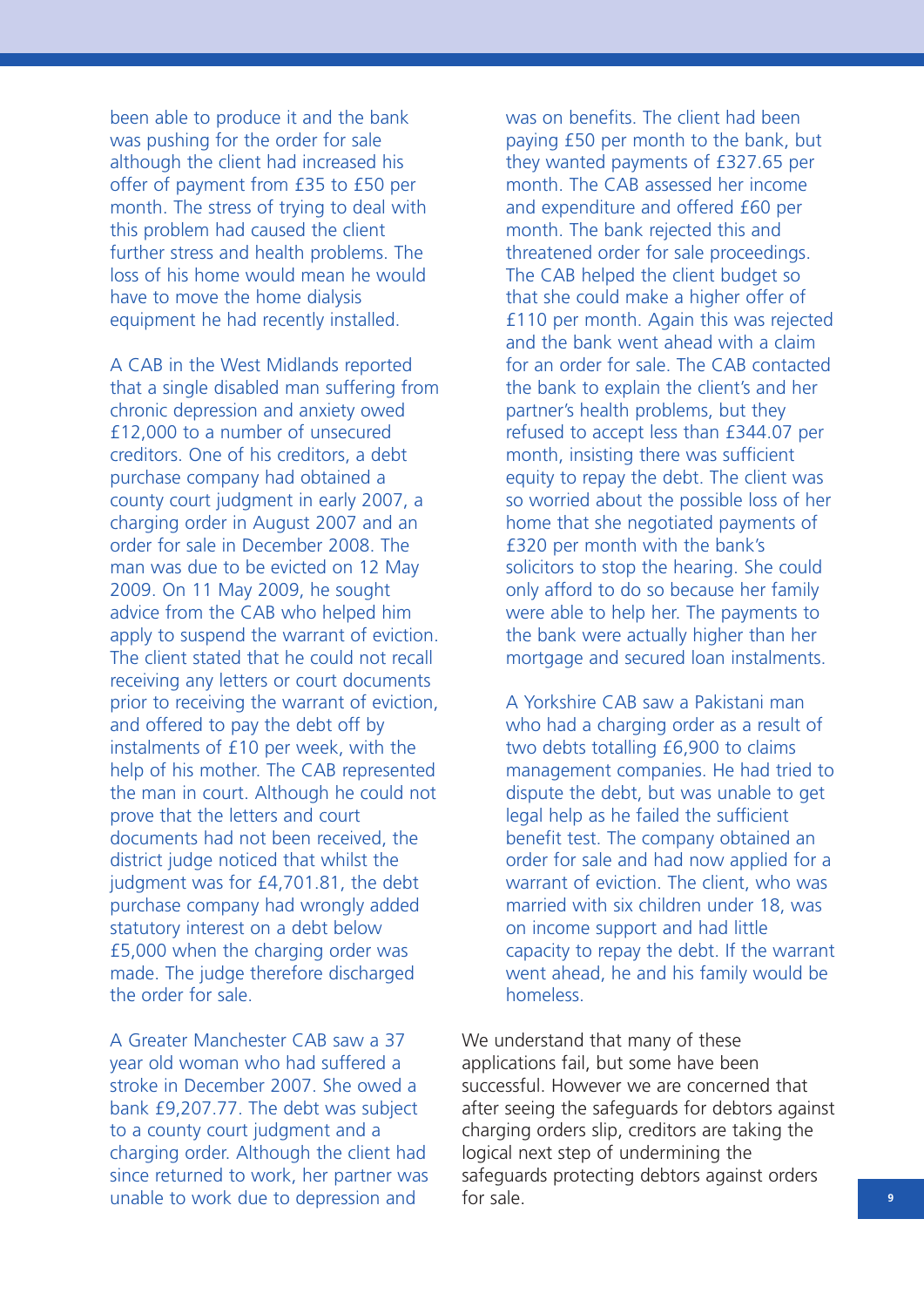been able to produce it and the bank was pushing for the order for sale although the client had increased his offer of payment from £35 to £50 per month. The stress of trying to deal with this problem had caused the client further stress and health problems. The loss of his home would mean he would have to move the home dialysis equipment he had recently installed.

A CAB in the West Midlands reported that a single disabled man suffering from chronic depression and anxiety owed £12,000 to a number of unsecured creditors. One of his creditors, a debt purchase company had obtained a county court judgment in early 2007, a charging order in August 2007 and an order for sale in December 2008. The man was due to be evicted on 12 May 2009. On 11 May 2009, he sought advice from the CAB who helped him apply to suspend the warrant of eviction. The client stated that he could not recall receiving any letters or court documents prior to receiving the warrant of eviction, and offered to pay the debt off by instalments of £10 per week, with the help of his mother. The CAB represented the man in court. Although he could not prove that the letters and court documents had not been received, the district judge noticed that whilst the judgment was for £4,701.81, the debt purchase company had wrongly added statutory interest on a debt below £5,000 when the charging order was made. The judge therefore discharged the order for sale.

A Greater Manchester CAB saw a 37 year old woman who had suffered a stroke in December 2007. She owed a bank £9,207.77. The debt was subject to a county court judgment and a charging order. Although the client had since returned to work, her partner was unable to work due to depression and was on benefits. The client had been paying £50 per month to the bank, but they wanted payments of £327.65 per month. The CAB assessed her income and expenditure and offered £60 per month. The bank rejected this and threatened order for sale proceedings. The CAB helped the client budget so that she could make a higher offer of £110 per month. Again this was rejected and the bank went ahead with a claim for an order for sale. The CAB contacted the bank to explain the client's and her partner's health problems, but they refused to accept less than £344.07 per month, insisting there was sufficient equity to repay the debt. The client was so worried about the possible loss of her home that she negotiated payments of £320 per month with the bank's solicitors to stop the hearing. She could only afford to do so because her family were able to help her. The payments to the bank were actually higher than her mortgage and secured loan instalments.

A Yorkshire CAB saw a Pakistani man who had a charging order as a result of two debts totalling £6,900 to claims management companies. He had tried to dispute the debt, but was unable to get legal help as he failed the sufficient benefit test. The company obtained an order for sale and had now applied for a warrant of eviction. The client, who was married with six children under 18, was on income support and had little capacity to repay the debt. If the warrant went ahead, he and his family would be homeless.

We understand that many of these applications fail, but some have been successful. However we are concerned that after seeing the safeguards for debtors against charging orders slip, creditors are taking the logical next step of undermining the safeguards protecting debtors against orders for sale.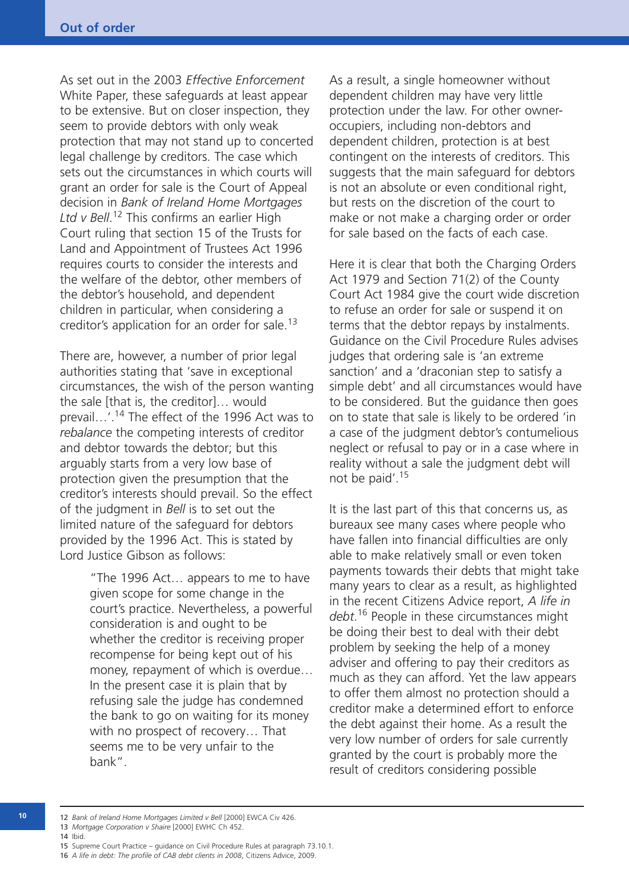As set out in the 2003 *Effective Enforcement* White Paper, these safeguards at least appear to be extensive. But on closer inspection, they seem to provide debtors with only weak protection that may not stand up to concerted legal challenge by creditors. The case which sets out the circumstances in which courts will grant an order for sale is the Court of Appeal decision in *Bank of Ireland Home Mortgages Ltd v Bell*.[12] This confirms an earlier High Court ruling that section 15 of the Trusts for Land and Appointment of Trustees Act 1996 requires courts to consider the interests and the welfare of the debtor, other members of the debtor's household, and dependent children in particular, when considering a creditor's application for an order for sale.[13]

There are, however, a number of prior legal authorities stating that 'save in exceptional circumstances, the wish of the person wanting the sale [that is, the creditor]… would prevail…'.[14] The effect of the 1996 Act was to *rebalance* the competing interests of creditor and debtor towards the debtor; but this arguably starts from a very low base of protection given the presumption that the creditor's interests should prevail. So the effect of the judgment in *Bell* is to set out the limited nature of the safeguard for debtors provided by the 1996 Act. This is stated by Lord Justice Gibson as follows:

> "The 1996 Act… appears to me to have given scope for some change in the court's practice. Nevertheless, a powerful consideration is and ought to be whether the creditor is receiving proper recompense for being kept out of his money, repayment of which is overdue… In the present case it is plain that by refusing sale the judge has condemned the bank to go on waiting for its money with no prospect of recovery… That seems me to be very unfair to the bank".

As a result, a single homeowner without dependent children may have very little protection under the law. For other owner-occupiers, including non-debtors and dependent children, protection is at best contingent on the interests of creditors. This suggests that the main safeguard for debtors is not an absolute or even conditional right, but rests on the discretion of the court to make or not make a charging order or order for sale based on the facts of each case.

Here it is clear that both the Charging Orders Act 1979 and Section 71(2) of the County Court Act 1984 give the court wide discretion to refuse an order for sale or suspend it on terms that the debtor repays by instalments. Guidance on the Civil Procedure Rules advises judges that ordering sale is 'an extreme sanction' and a 'draconian step to satisfy a simple debt' and all circumstances would have to be considered. But the guidance then goes on to state that sale is likely to be ordered 'in a case of the judgment debtor's contumelious neglect or refusal to pay or in a case where in reality without a sale the judgment debt will not be paid'.[15]

It is the last part of this that concerns us, as bureaux see many cases where people who have fallen into financial difficulties are only able to make relatively small or even token payments towards their debts that might take many years to clear as a result, as highlighted in the recent Citizens Advice report, *A life in debt*.[16] People in these circumstances might be doing their best to deal with their debt problem by seeking the help of a money adviser and offering to pay their creditors as much as they can afford. Yet the law appears to offer them almost no protection should a creditor make a determined effort to enforce the debt against their home. As a result the very low number of orders for sale currently granted by the court is probably more the result of creditors considering possible

---

12 *Bank of Ireland Home Mortgages Limited v Bell* [2000] EWCA Civ 426.

13 *Mortgage Corporation v Shaire* [2000] EWHC Ch 452.

14 Ibid.

15 Supreme Court Practice – guidance on Civil Procedure Rules at paragraph 73.10.1.

16 *A life in debt: The profile of CAB debt clients in 2008*, Citizens Advice, 2009.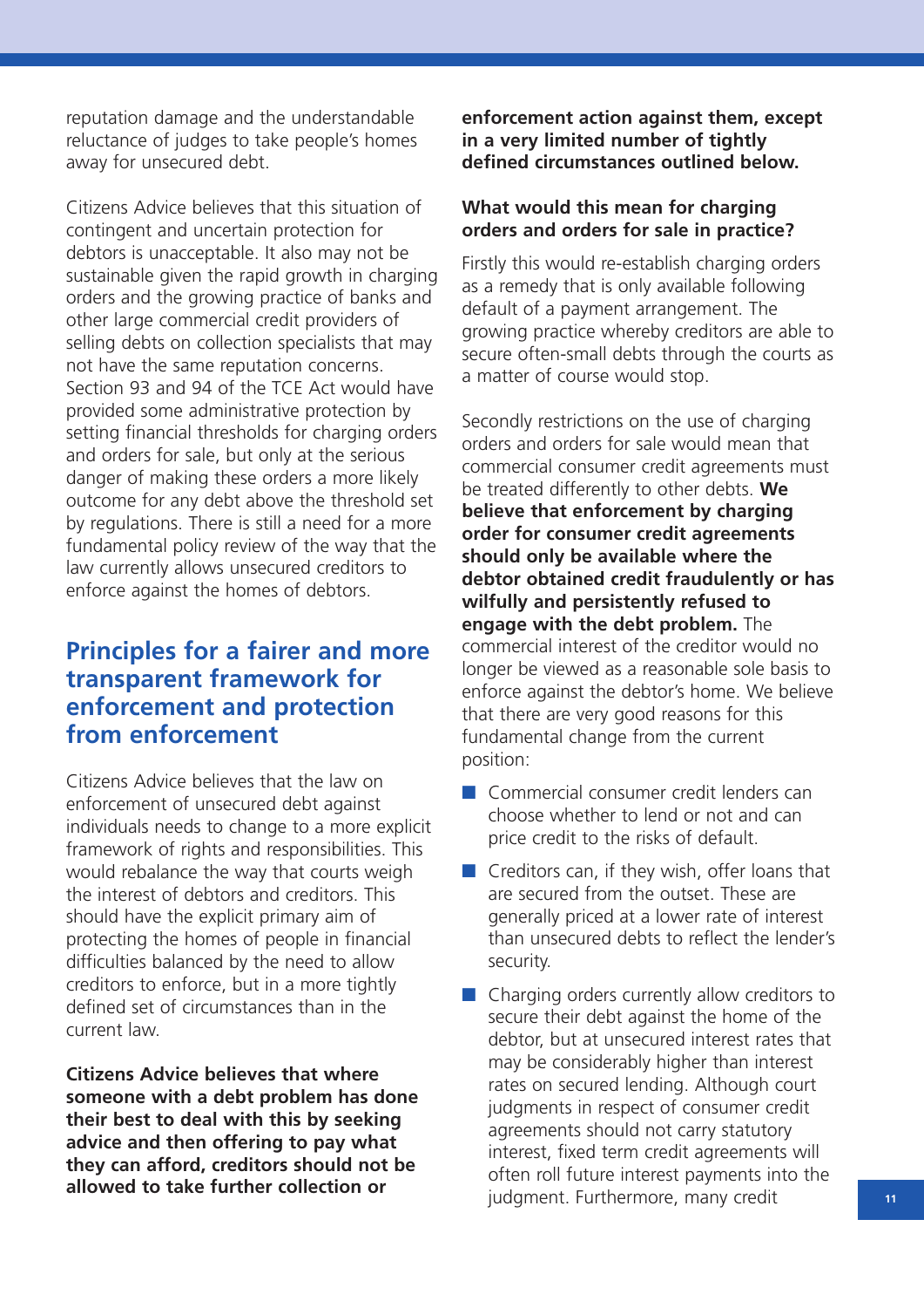reputation damage and the understandable reluctance of judges to take people's homes away for unsecured debt.

Citizens Advice believes that this situation of contingent and uncertain protection for debtors is unacceptable. It also may not be sustainable given the rapid growth in charging orders and the growing practice of banks and other large commercial credit providers of selling debts on collection specialists that may not have the same reputation concerns. Section 93 and 94 of the TCE Act would have provided some administrative protection by setting financial thresholds for charging orders and orders for sale, but only at the serious danger of making these orders a more likely outcome for any debt above the threshold set by regulations. There is still a need for a more fundamental policy review of the way that the law currently allows unsecured creditors to enforce against the homes of debtors.

## Principles for a fairer and more transparent framework for enforcement and protection from enforcement

Citizens Advice believes that the law on enforcement of unsecured debt against individuals needs to change to a more explicit framework of rights and responsibilities. This would rebalance the way that courts weigh the interest of debtors and creditors. This should have the explicit primary aim of protecting the homes of people in financial difficulties balanced by the need to allow creditors to enforce, but in a more tightly defined set of circumstances than in the current law.

**Citizens Advice believes that where someone with a debt problem has done their best to deal with this by seeking advice and then offering to pay what they can afford, creditors should not be allowed to take further collection or enforcement action against them, except in a very limited number of tightly defined circumstances outlined below.**

### What would this mean for charging orders and orders for sale in practice?

Firstly this would re-establish charging orders as a remedy that is only available following default of a payment arrangement. The growing practice whereby creditors are able to secure often-small debts through the courts as a matter of course would stop.

Secondly restrictions on the use of charging orders and orders for sale would mean that commercial consumer credit agreements must be treated differently to other debts. **We believe that enforcement by charging order for consumer credit agreements should only be available where the debtor obtained credit fraudulently or has wilfully and persistently refused to engage with the debt problem.** The commercial interest of the creditor would no longer be viewed as a reasonable sole basis to enforce against the debtor's home. We believe that there are very good reasons for this fundamental change from the current position:

- Commercial consumer credit lenders can choose whether to lend or not and can price credit to the risks of default.
- Creditors can, if they wish, offer loans that are secured from the outset. These are generally priced at a lower rate of interest than unsecured debts to reflect the lender's security.
- Charging orders currently allow creditors to secure their debt against the home of the debtor, but at unsecured interest rates that may be considerably higher than interest rates on secured lending. Although court judgments in respect of consumer credit agreements should not carry statutory interest, fixed term credit agreements will often roll future interest payments into the judgment. Furthermore, many credit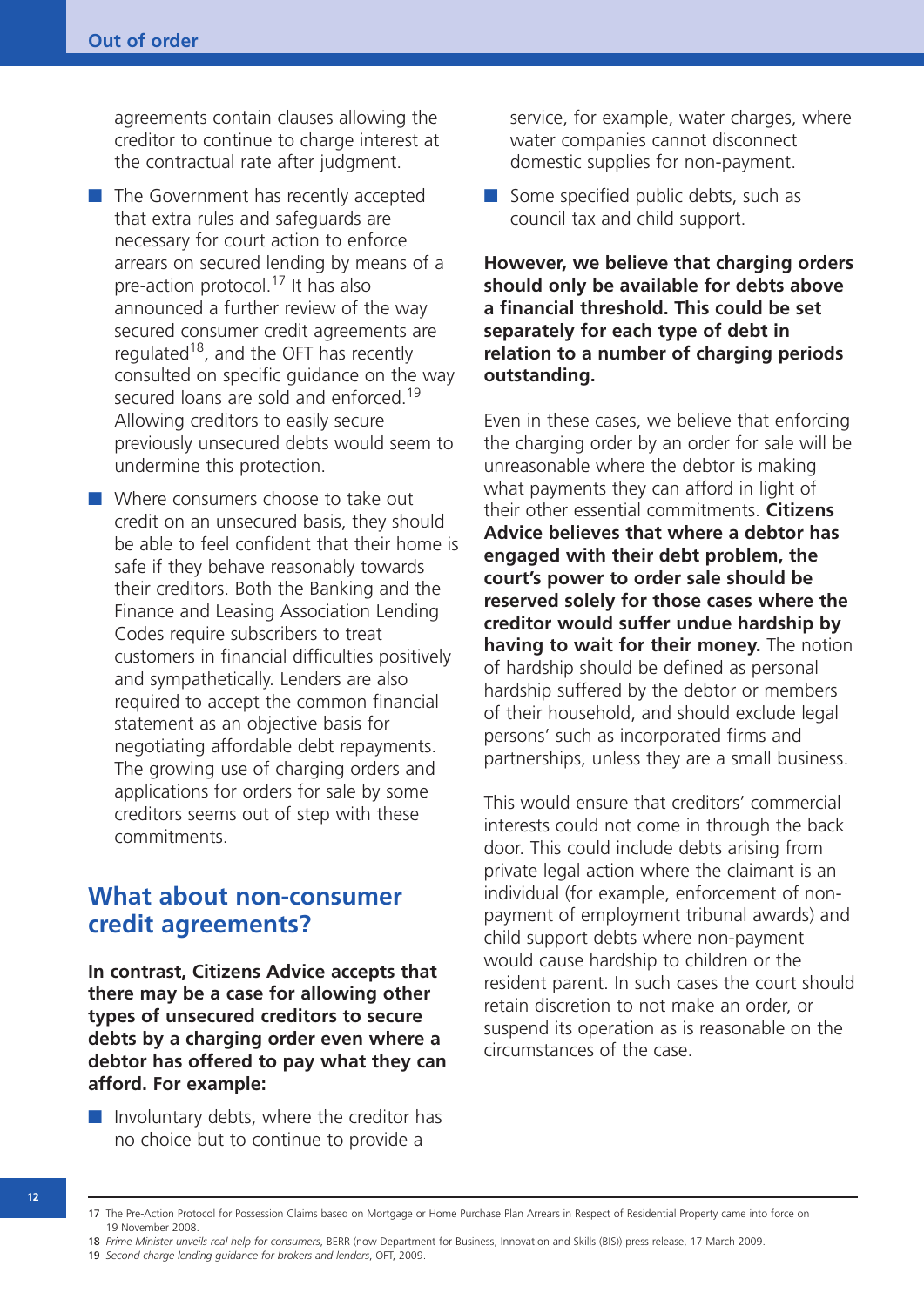agreements contain clauses allowing the creditor to continue to charge interest at the contractual rate after judgment.

- The Government has recently accepted that extra rules and safeguards are necessary for court action to enforce arrears on secured lending by means of a pre-action protocol.[17] It has also announced a further review of the way secured consumer credit agreements are regulated[18], and the OFT has recently consulted on specific guidance on the way secured loans are sold and enforced.[19] Allowing creditors to easily secure previously unsecured debts would seem to undermine this protection.
- Where consumers choose to take out credit on an unsecured basis, they should be able to feel confident that their home is safe if they behave reasonably towards their creditors. Both the Banking and the Finance and Leasing Association Lending Codes require subscribers to treat customers in financial difficulties positively and sympathetically. Lenders are also required to accept the common financial statement as an objective basis for negotiating affordable debt repayments. The growing use of charging orders and applications for orders for sale by some creditors seems out of step with these commitments.

## What about non-consumer credit agreements?

**In contrast, Citizens Advice accepts that there may be a case for allowing other types of unsecured creditors to secure debts by a charging order even where a debtor has offered to pay what they can afford. For example:**

- Involuntary debts, where the creditor has no choice but to continue to provide a service, for example, water charges, where water companies cannot disconnect domestic supplies for non-payment.
- Some specified public debts, such as council tax and child support.

**However, we believe that charging orders should only be available for debts above a financial threshold. This could be set separately for each type of debt in relation to a number of charging periods outstanding.**

Even in these cases, we believe that enforcing the charging order by an order for sale will be unreasonable where the debtor is making what payments they can afford in light of their other essential commitments. **Citizens Advice believes that where a debtor has engaged with their debt problem, the court's power to order sale should be reserved solely for those cases where the creditor would suffer undue hardship by having to wait for their money.** The notion of hardship should be defined as personal hardship suffered by the debtor or members of their household, and should exclude legal persons' such as incorporated firms and partnerships, unless they are a small business.

This would ensure that creditors' commercial interests could not come in through the back door. This could include debts arising from private legal action where the claimant is an individual (for example, enforcement of non-payment of employment tribunal awards) and child support debts where non-payment would cause hardship to children or the resident parent. In such cases the court should retain discretion to not make an order, or suspend its operation as is reasonable on the circumstances of the case.

---

17 The Pre-Action Protocol for Possession Claims based on Mortgage or Home Purchase Plan Arrears in Respect of Residential Property came into force on 19 November 2008.

18 *Prime Minister unveils real help for consumers*, BERR (now Department for Business, Innovation and Skills (BIS)) press release, 17 March 2009.

19 *Second charge lending guidance for brokers and lenders*, OFT, 2009.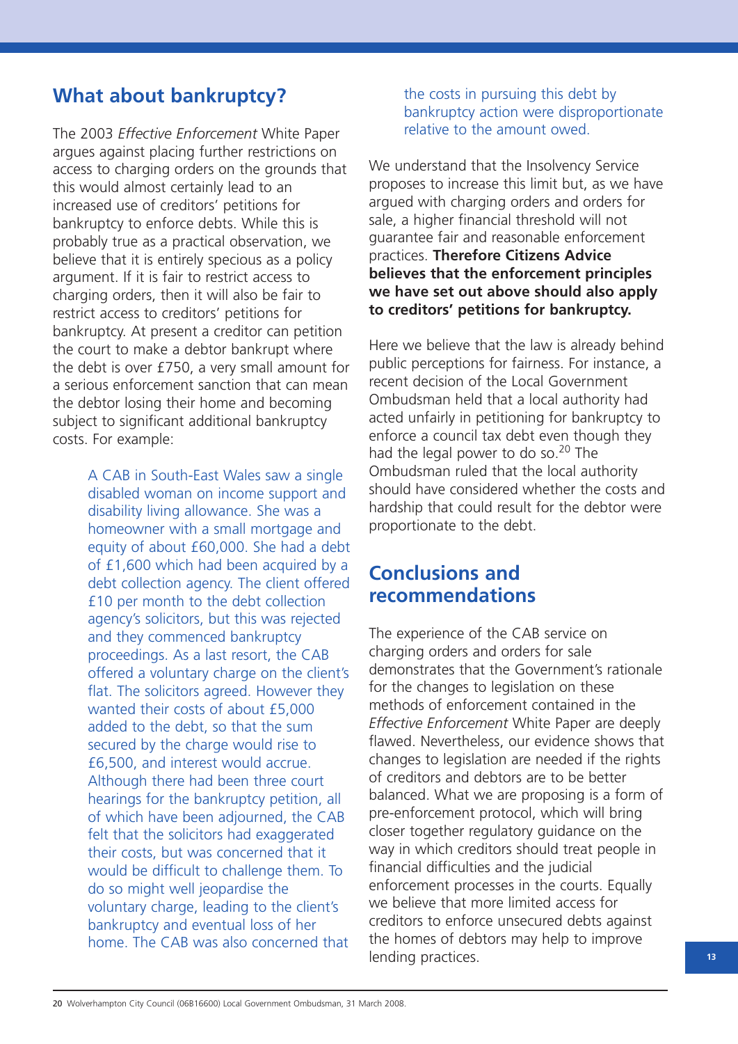## What about bankruptcy?

The 2003 *Effective Enforcement* White Paper argues against placing further restrictions on access to charging orders on the grounds that this would almost certainly lead to an increased use of creditors' petitions for bankruptcy to enforce debts. While this is probably true as a practical observation, we believe that it is entirely specious as a policy argument. If it is fair to restrict access to charging orders, then it will also be fair to restrict access to creditors' petitions for bankruptcy. At present a creditor can petition the court to make a debtor bankrupt where the debt is over £750, a very small amount for a serious enforcement sanction that can mean the debtor losing their home and becoming subject to significant additional bankruptcy costs. For example:

> A CAB in South-East Wales saw a single disabled woman on income support and disability living allowance. She was a homeowner with a small mortgage and equity of about £60,000. She had a debt of £1,600 which had been acquired by a debt collection agency. The client offered £10 per month to the debt collection agency's solicitors, but this was rejected and they commenced bankruptcy proceedings. As a last resort, the CAB offered a voluntary charge on the client's flat. The solicitors agreed. However they wanted their costs of about £5,000 added to the debt, so that the sum secured by the charge would rise to £6,500, and interest would accrue. Although there had been three court hearings for the bankruptcy petition, all of which have been adjourned, the CAB felt that the solicitors had exaggerated their costs, but was concerned that it would be difficult to challenge them. To do so might well jeopardise the voluntary charge, leading to the client's bankruptcy and eventual loss of her home. The CAB was also concerned that the costs in pursuing this debt by bankruptcy action were disproportionate relative to the amount owed.

We understand that the Insolvency Service proposes to increase this limit but, as we have argued with charging orders and orders for sale, a higher financial threshold will not guarantee fair and reasonable enforcement practices. **Therefore Citizens Advice believes that the enforcement principles we have set out above should also apply to creditors' petitions for bankruptcy.**

Here we believe that the law is already behind public perceptions for fairness. For instance, a recent decision of the Local Government Ombudsman held that a local authority had acted unfairly in petitioning for bankruptcy to enforce a council tax debt even though they had the legal power to do so.[20] The Ombudsman ruled that the local authority should have considered whether the costs and hardship that could result for the debtor were proportionate to the debt.

## Conclusions and recommendations

The experience of the CAB service on charging orders and orders for sale demonstrates that the Government's rationale for the changes to legislation on these methods of enforcement contained in the *Effective Enforcement* White Paper are deeply flawed. Nevertheless, our evidence shows that changes to legislation are needed if the rights of creditors and debtors are to be better balanced. What we are proposing is a form of pre-enforcement protocol, which will bring closer together regulatory guidance on the way in which creditors should treat people in financial difficulties and the judicial enforcement processes in the courts. Equally we believe that more limited access for creditors to enforce unsecured debts against the homes of debtors may help to improve lending practices.

---

20 Wolverhampton City Council (06B16600) Local Government Ombudsman, 31 March 2008.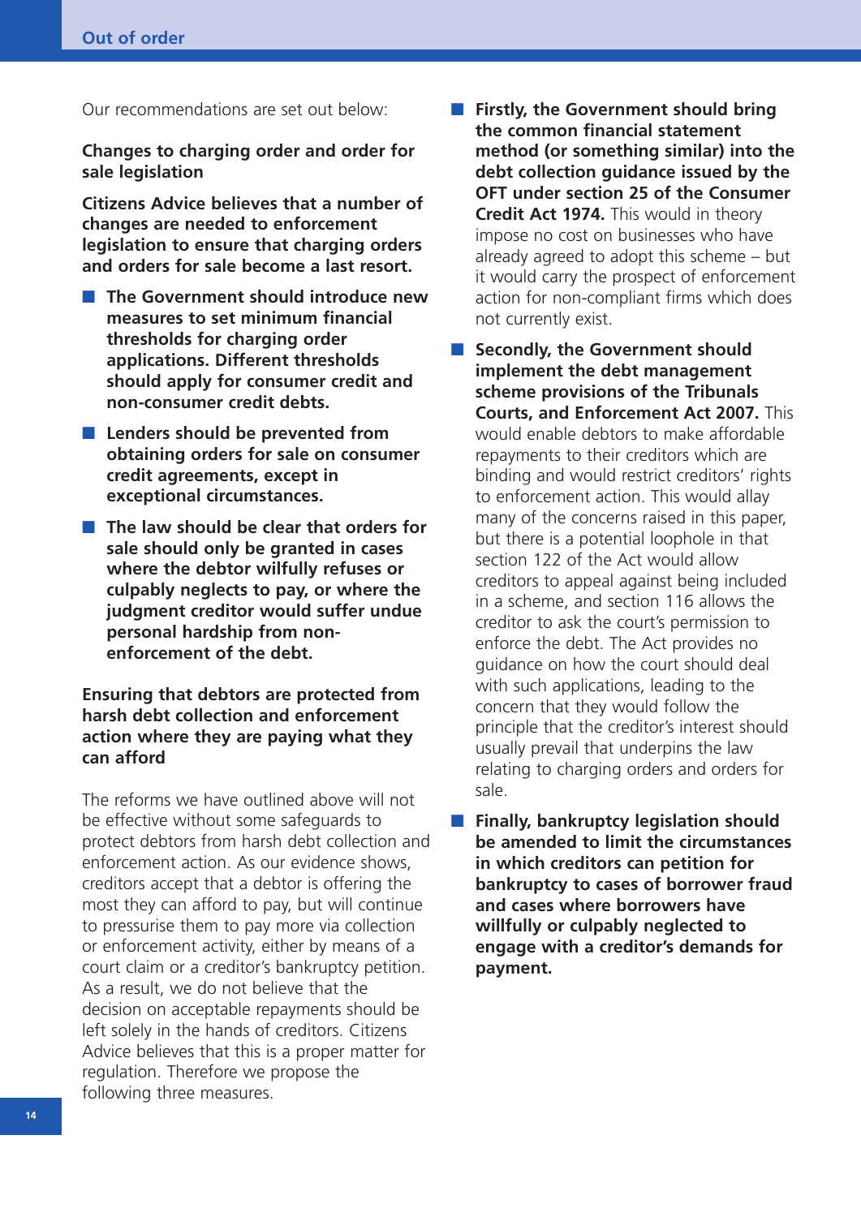Our recommendations are set out below:

**Changes to charging order and order for sale legislation**

**Citizens Advice believes that a number of changes are needed to enforcement legislation to ensure that charging orders and orders for sale become a last resort.**

- **The Government should introduce new measures to set minimum financial thresholds for charging order applications. Different thresholds should apply for consumer credit and non-consumer credit debts.**
- **Lenders should be prevented from obtaining orders for sale on consumer credit agreements, except in exceptional circumstances.**
- **The law should be clear that orders for sale should only be granted in cases where the debtor wilfully refuses or culpably neglects to pay, or where the judgment creditor would suffer undue personal hardship from non-enforcement of the debt.**

**Ensuring that debtors are protected from harsh debt collection and enforcement action where they are paying what they can afford**

The reforms we have outlined above will not be effective without some safeguards to protect debtors from harsh debt collection and enforcement action. As our evidence shows, creditors accept that a debtor is offering the most they can afford to pay, but will continue to pressurise them to pay more via collection or enforcement activity, either by means of a court claim or a creditor's bankruptcy petition. As a result, we do not believe that the decision on acceptable repayments should be left solely in the hands of creditors. Citizens Advice believes that this is a proper matter for regulation. Therefore we propose the following three measures.

- **Firstly, the Government should bring the common financial statement method (or something similar) into the debt collection guidance issued by the OFT under section 25 of the Consumer Credit Act 1974.** This would in theory impose no cost on businesses who have already agreed to adopt this scheme – but it would carry the prospect of enforcement action for non-compliant firms which does not currently exist.
- **Secondly, the Government should implement the debt management scheme provisions of the Tribunals Courts, and Enforcement Act 2007.** This would enable debtors to make affordable repayments to their creditors which are binding and would restrict creditors' rights to enforcement action. This would allay many of the concerns raised in this paper, but there is a potential loophole in that section 122 of the Act would allow creditors to appeal against being included in a scheme, and section 116 allows the creditor to ask the court's permission to enforce the debt. The Act provides no guidance on how the court should deal with such applications, leading to the concern that they would follow the principle that the creditor's interest should usually prevail that underpins the law relating to charging orders and orders for sale.
- **Finally, bankruptcy legislation should be amended to limit the circumstances in which creditors can petition for bankruptcy to cases of borrower fraud and cases where borrowers have willfully or culpably neglected to engage with a creditor's demands for payment.**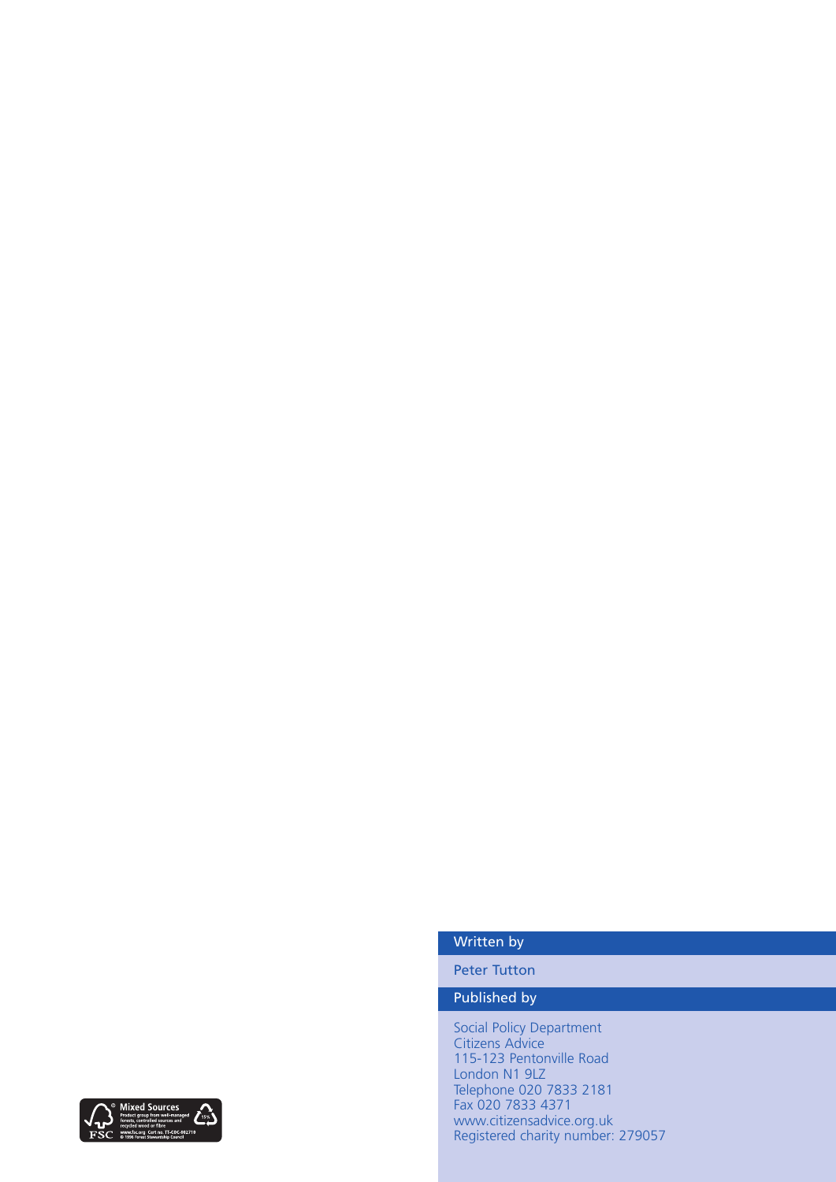Written by

Peter Tutton

Published by

Social Policy Department
Citizens Advice
115-123 Pentonville Road
London N1 9LZ
Telephone 020 7833 2181
Fax 020 7833 4371
www.citizensadvice.org.uk
Registered charity number: 279057

Mixed Sources
Product group from well-managed forests, controlled sources and recycled wood or fibre
www.fsc.org Cert no. TT-COC-002719
© 1996 Forest Stewardship Council